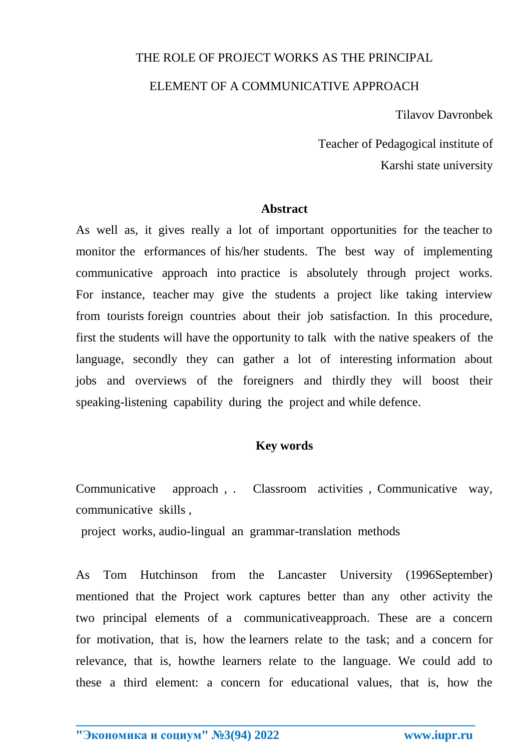# THE ROLE OF PROJECT WORKS AS THE PRINCIPAL ELEMENT OF A COMMUNICATIVE APPROACH

Tilavov Davronbek

Teacher of Pedagogical institute of
Karshi state university

## Abstract

As well as, it gives really a lot of important opportunities for the teacher to monitor the erformances of his/her students. The best way of implementing communicative approach into practice is absolutely through project works. For instance, teacher may give the students a project like taking interview from tourists foreign countries about their job satisfaction. In this procedure, first the students will have the opportunity to talk with the native speakers of the language, secondly they can gather a lot of interesting information about jobs and overviews of the foreigners and thirdly they will boost their speaking-listening capability during the project and while defence.

## Key words

Communicative approach , . Classroom activities , Communicative way, communicative skills ,
project works, audio-lingual an grammar-translation methods

As Tom Hutchinson from the Lancaster University (1996September) mentioned that the Project work captures better than any other activity the two principal elements of a communicativeapproach. These are a concern for motivation, that is, how the learners relate to the task; and a concern for relevance, that is, howthe learners relate to the language. We could add to these a third element: a concern for educational values, that is, how the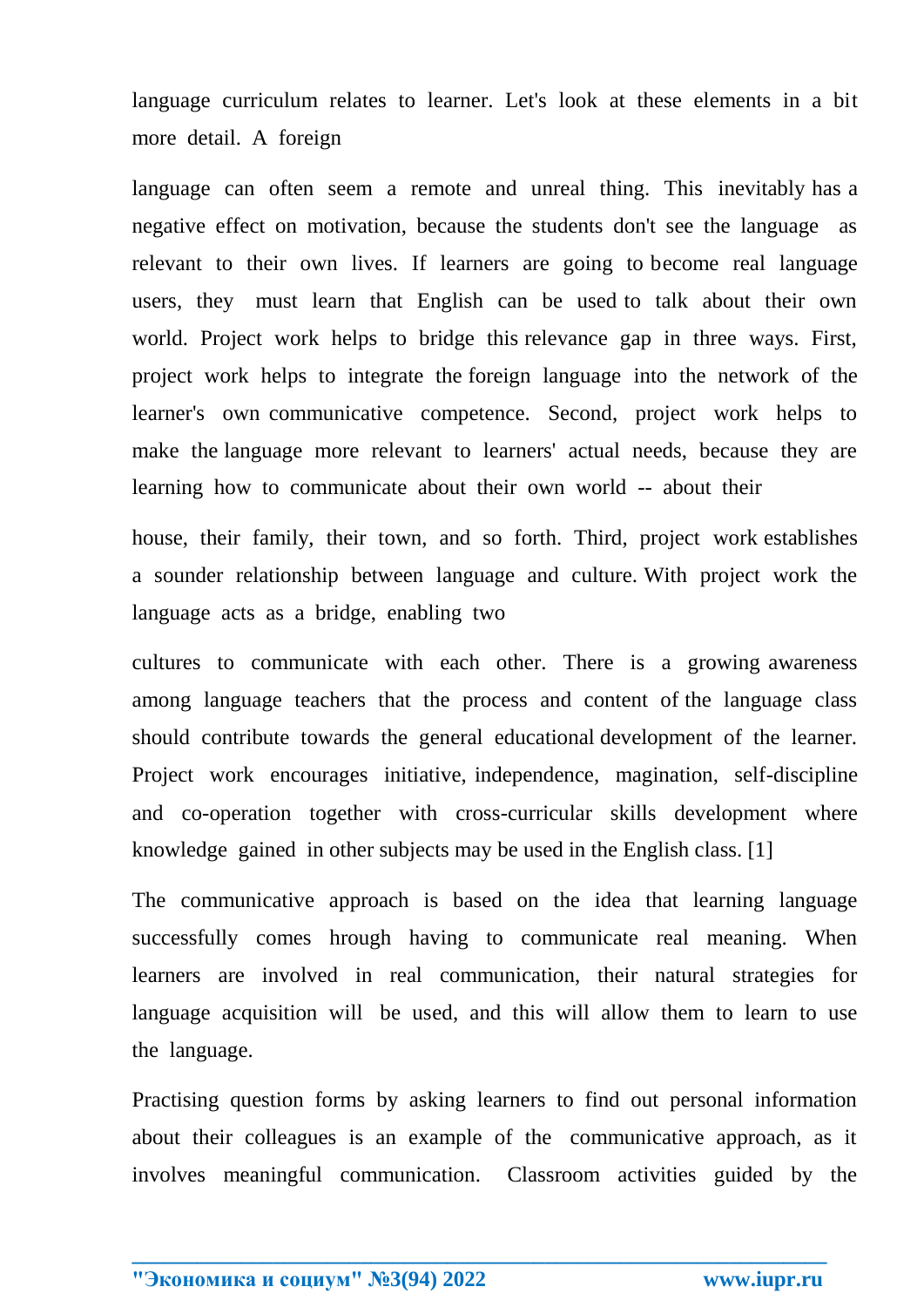language curriculum relates to learner. Let's look at these elements in a bit more detail. A foreign

language can often seem a remote and unreal thing. This inevitably has a negative effect on motivation, because the students don't see the language as relevant to their own lives. If learners are going to become real language users, they must learn that English can be used to talk about their own world. Project work helps to bridge this relevance gap in three ways. First, project work helps to integrate the foreign language into the network of the learner's own communicative competence. Second, project work helps to make the language more relevant to learners' actual needs, because they are learning how to communicate about their own world -- about their

house, their family, their town, and so forth. Third, project work establishes a sounder relationship between language and culture. With project work the language acts as a bridge, enabling two

cultures to communicate with each other. There is a growing awareness among language teachers that the process and content of the language class should contribute towards the general educational development of the learner. Project work encourages initiative, independence, magination, self-discipline and co-operation together with cross-curricular skills development where knowledge gained in other subjects may be used in the English class. [1]

The communicative approach is based on the idea that learning language successfully comes hrough having to communicate real meaning. When learners are involved in real communication, their natural strategies for language acquisition will be used, and this will allow them to learn to use the language.

Practising question forms by asking learners to find out personal information about their colleagues is an example of the communicative approach, as it involves meaningful communication. Classroom activities guided by the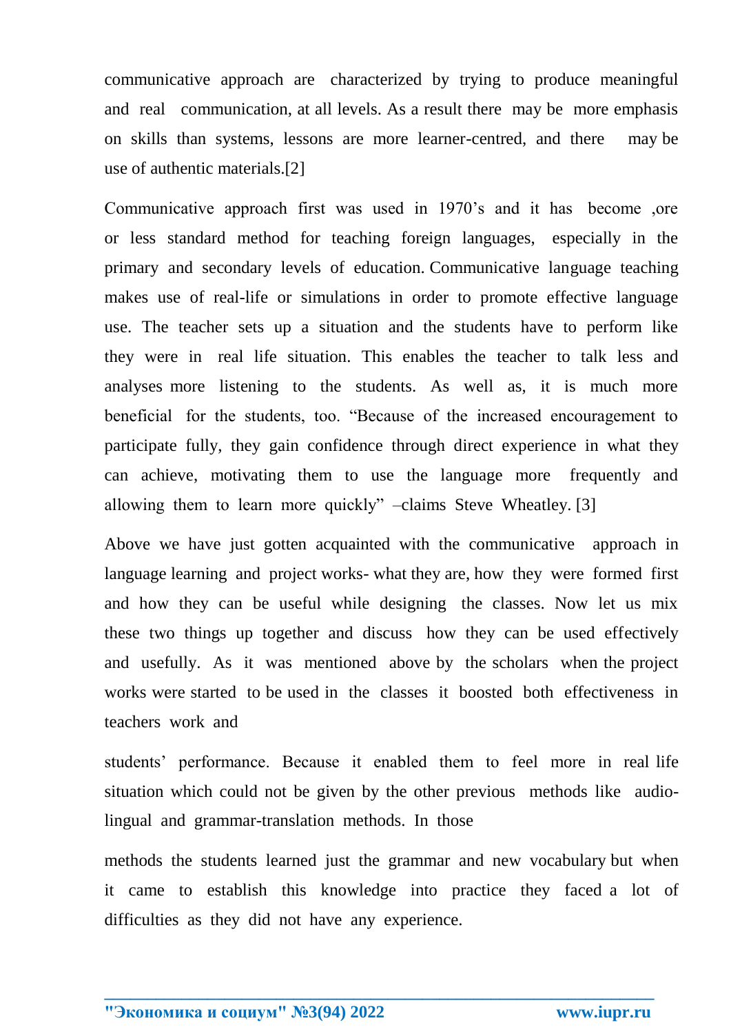communicative approach are characterized by trying to produce meaningful and real communication, at all levels. As a result there may be more emphasis on skills than systems, lessons are more learner-centred, and there may be use of authentic materials.[2]

Communicative approach first was used in 1970's and it has become ,ore or less standard method for teaching foreign languages, especially in the primary and secondary levels of education. Communicative language teaching makes use of real-life or simulations in order to promote effective language use. The teacher sets up a situation and the students have to perform like they were in real life situation. This enables the teacher to talk less and analyses more listening to the students. As well as, it is much more beneficial for the students, too. "Because of the increased encouragement to participate fully, they gain confidence through direct experience in what they can achieve, motivating them to use the language more frequently and allowing them to learn more quickly" –claims Steve Wheatley. [3]

Above we have just gotten acquainted with the communicative approach in language learning and project works- what they are, how they were formed first and how they can be useful while designing the classes. Now let us mix these two things up together and discuss how they can be used effectively and usefully. As it was mentioned above by the scholars when the project works were started to be used in the classes it boosted both effectiveness in teachers work and students' performance. Because it enabled them to feel more in real life situation which could not be given by the other previous methods like audio-lingual and grammar-translation methods. In those methods the students learned just the grammar and new vocabulary but when it came to establish this knowledge into practice they faced a lot of difficulties as they did not have any experience.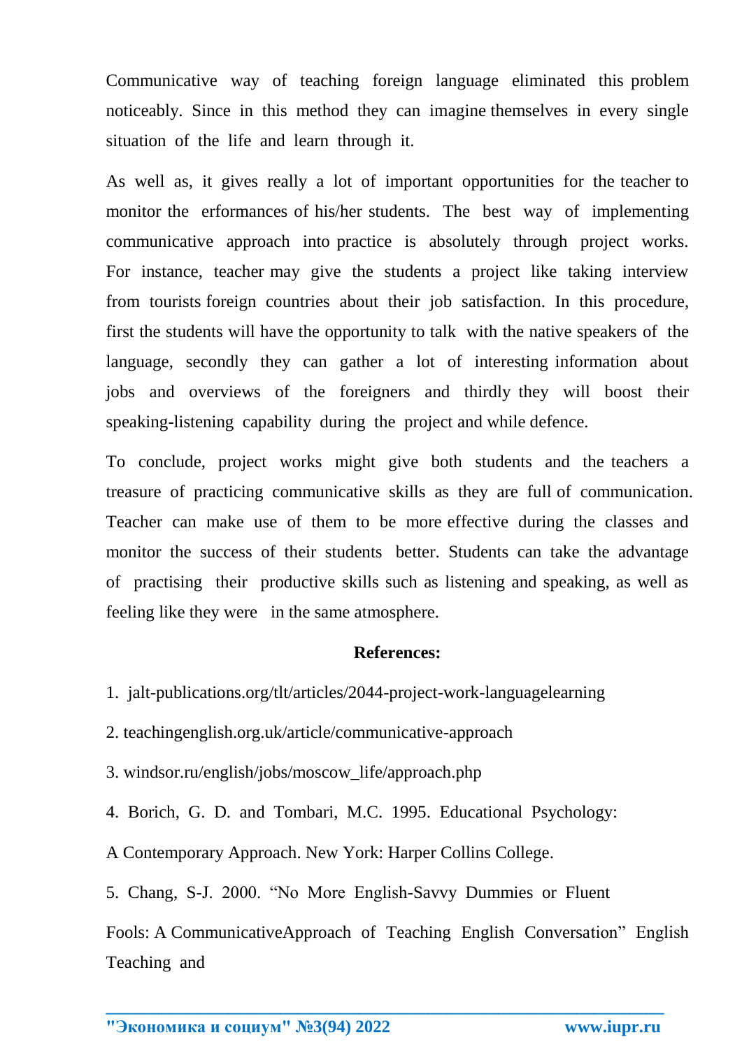Communicative way of teaching foreign language eliminated this problem noticeably. Since in this method they can imagine themselves in every single situation of the life and learn through it.

As well as, it gives really a lot of important opportunities for the teacher to monitor the erformances of his/her students. The best way of implementing communicative approach into practice is absolutely through project works. For instance, teacher may give the students a project like taking interview from tourists foreign countries about their job satisfaction. In this procedure, first the students will have the opportunity to talk with the native speakers of the language, secondly they can gather a lot of interesting information about jobs and overviews of the foreigners and thirdly they will boost their speaking-listening capability during the project and while defence.

To conclude, project works might give both students and the teachers a treasure of practicing communicative skills as they are full of communication. Teacher can make use of them to be more effective during the classes and monitor the success of their students better. Students can take the advantage of practising their productive skills such as listening and speaking, as well as feeling like they were in the same atmosphere.

**References:**

1. jalt-publications.org/tlt/articles/2044-project-work-languagelearning

2. teachingenglish.org.uk/article/communicative-approach

3. windsor.ru/english/jobs/moscow_life/approach.php

4. Borich, G. D. and Tombari, M.C. 1995. Educational Psychology: A Contemporary Approach. New York: Harper Collins College.

5. Chang, S-J. 2000. “No More English-Savvy Dummies or Fluent Fools: A CommunicativeApproach of Teaching English Conversation” English Teaching and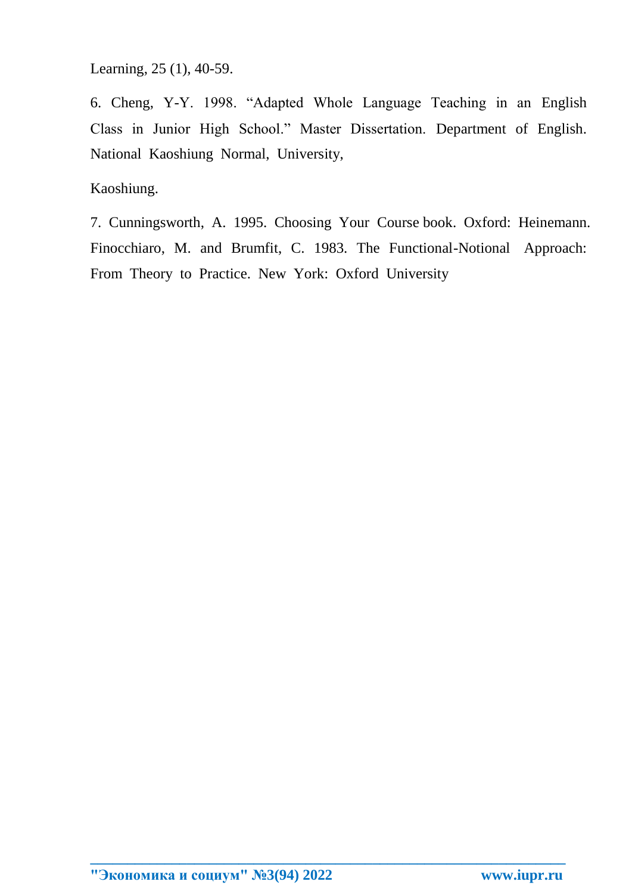Learning, 25 (1), 40-59.

6. Cheng, Y-Y. 1998. “Adapted Whole Language Teaching in an English Class in Junior High School.” Master Dissertation. Department of English. National Kaoshiung Normal, University,

Kaoshiung.

7. Cunningsworth, A. 1995. Choosing Your Course book. Oxford: Heinemann. Finocchiaro, M. and Brumfit, C. 1983. The Functional-Notional Approach: From Theory to Practice. New York: Oxford University